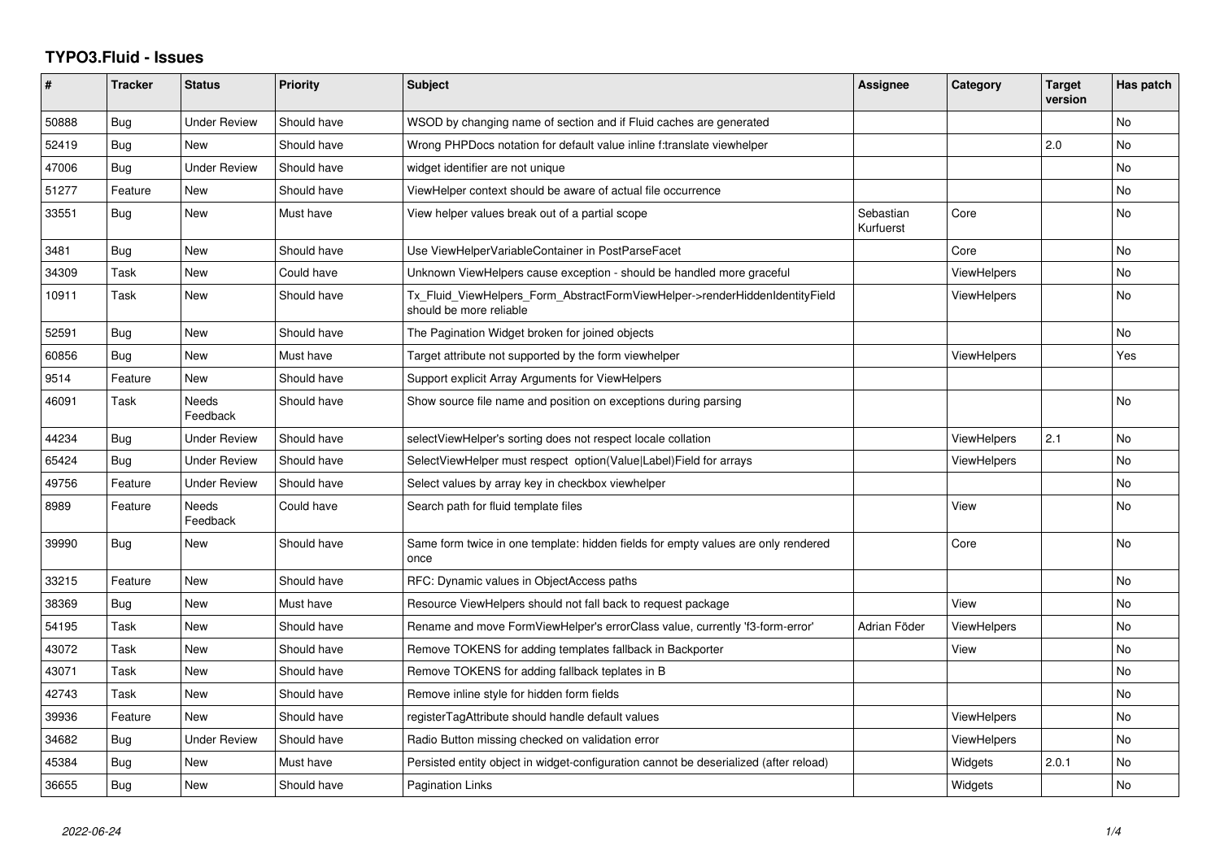# TYPO3.Fluid - Issues

| # | Tracker | Status | Priority | Subject | Assignee | Category | Target version | Has patch |
|---|---|---|---|---|---|---|---|---|
| 50888 | Bug | Under Review | Should have | WSOD by changing name of section and if Fluid caches are generated | | | | No |
| 52419 | Bug | New | Should have | Wrong PHPDocs notation for default value inline f:translate viewhelper | | | 2.0 | No |
| 47006 | Bug | Under Review | Should have | widget identifier are not unique | | | | No |
| 51277 | Feature | New | Should have | ViewHelper context should be aware of actual file occurrence | | | | No |
| 33551 | Bug | New | Must have | View helper values break out of a partial scope | Sebastian Kurfuerst | Core | | No |
| 3481 | Bug | New | Should have | Use ViewHelperVariableContainer in PostParseFacet | | Core | | No |
| 34309 | Task | New | Could have | Unknown ViewHelpers cause exception - should be handled more graceful | | ViewHelpers | | No |
| 10911 | Task | New | Should have | Tx_Fluid_ViewHelpers_Form_AbstractFormViewHelper->renderHiddenIdentityField should be more reliable | | ViewHelpers | | No |
| 52591 | Bug | New | Should have | The Pagination Widget broken for joined objects | | | | No |
| 60856 | Bug | New | Must have | Target attribute not supported by the form viewhelper | | ViewHelpers | | Yes |
| 9514 | Feature | New | Should have | Support explicit Array Arguments for ViewHelpers | | | | |
| 46091 | Task | Needs Feedback | Should have | Show source file name and position on exceptions during parsing | | | | No |
| 44234 | Bug | Under Review | Should have | selectViewHelper's sorting does not respect locale collation | | ViewHelpers | 2.1 | No |
| 65424 | Bug | Under Review | Should have | SelectViewHelper must respect option(Value\|Label)Field for arrays | | ViewHelpers | | No |
| 49756 | Feature | Under Review | Should have | Select values by array key in checkbox viewhelper | | | | No |
| 8989 | Feature | Needs Feedback | Could have | Search path for fluid template files | | View | | No |
| 39990 | Bug | New | Should have | Same form twice in one template: hidden fields for empty values are only rendered once | | Core | | No |
| 33215 | Feature | New | Should have | RFC: Dynamic values in ObjectAccess paths | | | | No |
| 38369 | Bug | New | Must have | Resource ViewHelpers should not fall back to request package | | View | | No |
| 54195 | Task | New | Should have | Rename and move FormViewHelper's errorClass value, currently 'f3-form-error' | Adrian Föder | ViewHelpers | | No |
| 43072 | Task | New | Should have | Remove TOKENS for adding templates fallback in Backporter | | View | | No |
| 43071 | Task | New | Should have | Remove TOKENS for adding fallback teplates in B | | | | No |
| 42743 | Task | New | Should have | Remove inline style for hidden form fields | | | | No |
| 39936 | Feature | New | Should have | registerTagAttribute should handle default values | | ViewHelpers | | No |
| 34682 | Bug | Under Review | Should have | Radio Button missing checked on validation error | | ViewHelpers | | No |
| 45384 | Bug | New | Must have | Persisted entity object in widget-configuration cannot be deserialized (after reload) | | Widgets | 2.0.1 | No |
| 36655 | Bug | New | Should have | Pagination Links | | Widgets | | No |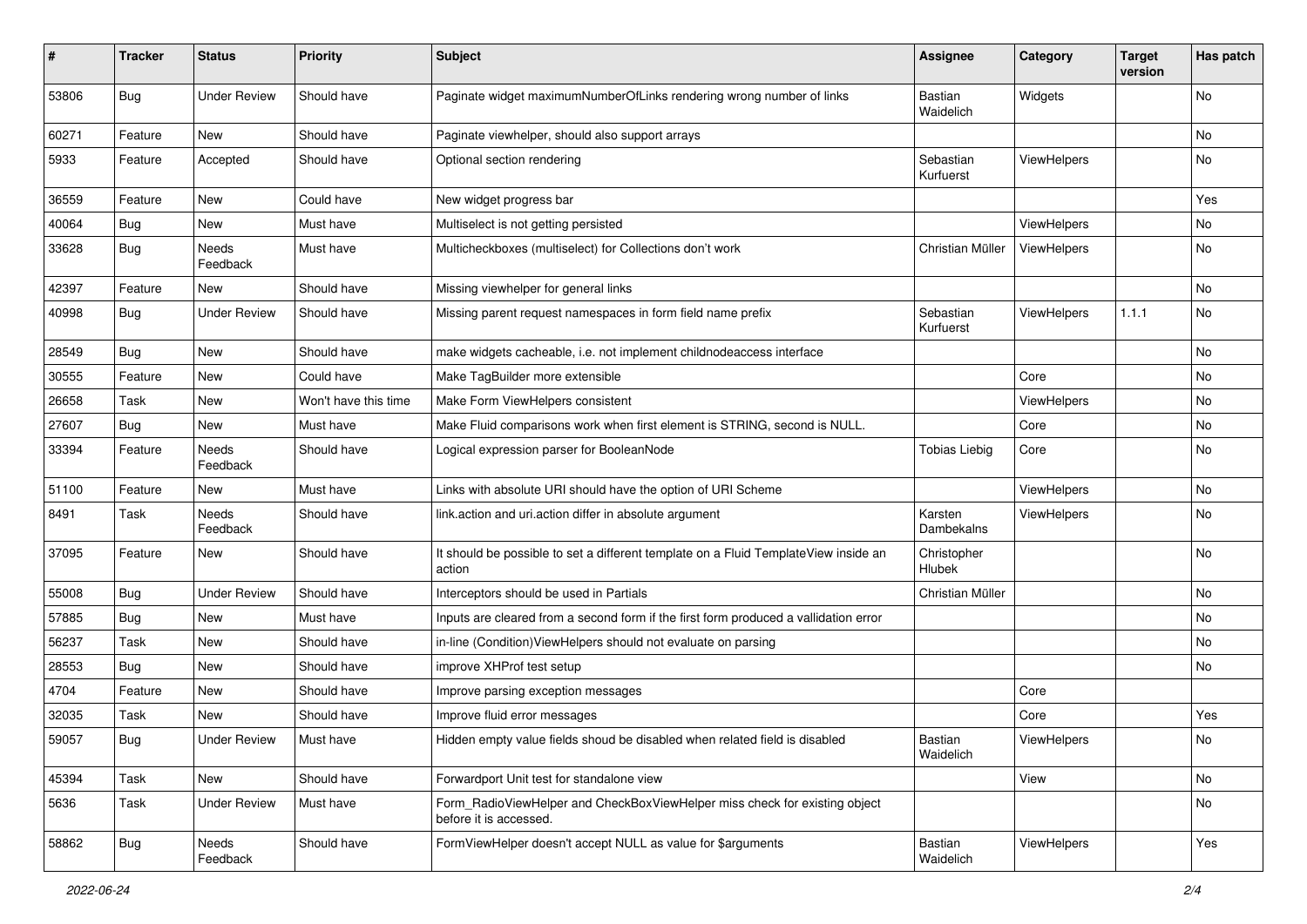| # | Tracker | Status | Priority | Subject | Assignee | Category | Target version | Has patch |
|---|---|---|---|---|---|---|---|---|
| 53806 | Bug | Under Review | Should have | Paginate widget maximumNumberOfLinks rendering wrong number of links | Bastian Waidelich | Widgets | | No |
| 60271 | Feature | New | Should have | Paginate viewhelper, should also support arrays | | | | No |
| 5933 | Feature | Accepted | Should have | Optional section rendering | Sebastian Kurfuerst | ViewHelpers | | No |
| 36559 | Feature | New | Could have | New widget progress bar | | | | Yes |
| 40064 | Bug | New | Must have | Multiselect is not getting persisted | | ViewHelpers | | No |
| 33628 | Bug | Needs Feedback | Must have | Multicheckboxes (multiselect) for Collections don't work | Christian Müller | ViewHelpers | | No |
| 42397 | Feature | New | Should have | Missing viewhelper for general links | | | | No |
| 40998 | Bug | Under Review | Should have | Missing parent request namespaces in form field name prefix | Sebastian Kurfuerst | ViewHelpers | 1.1.1 | No |
| 28549 | Bug | New | Should have | make widgets cacheable, i.e. not implement childnodeaccess interface | | | | No |
| 30555 | Feature | New | Could have | Make TagBuilder more extensible | | Core | | No |
| 26658 | Task | New | Won't have this time | Make Form ViewHelpers consistent | | ViewHelpers | | No |
| 27607 | Bug | New | Must have | Make Fluid comparisons work when first element is STRING, second is NULL. | | Core | | No |
| 33394 | Feature | Needs Feedback | Should have | Logical expression parser for BooleanNode | Tobias Liebig | Core | | No |
| 51100 | Feature | New | Must have | Links with absolute URI should have the option of URI Scheme | | ViewHelpers | | No |
| 8491 | Task | Needs Feedback | Should have | link.action and uri.action differ in absolute argument | Karsten Dambekalns | ViewHelpers | | No |
| 37095 | Feature | New | Should have | It should be possible to set a different template on a Fluid TemplateView inside an action | Christopher Hlubek | | | No |
| 55008 | Bug | Under Review | Should have | Interceptors should be used in Partials | Christian Müller | | | No |
| 57885 | Bug | New | Must have | Inputs are cleared from a second form if the first form produced a vallidation error | | | | No |
| 56237 | Task | New | Should have | in-line (Condition)ViewHelpers should not evaluate on parsing | | | | No |
| 28553 | Bug | New | Should have | improve XHProf test setup | | | | No |
| 4704 | Feature | New | Should have | Improve parsing exception messages | | Core | | |
| 32035 | Task | New | Should have | Improve fluid error messages | | Core | | Yes |
| 59057 | Bug | Under Review | Must have | Hidden empty value fields shoud be disabled when related field is disabled | Bastian Waidelich | ViewHelpers | | No |
| 45394 | Task | New | Should have | Forwardport Unit test for standalone view | | View | | No |
| 5636 | Task | Under Review | Must have | Form_RadioViewHelper and CheckBoxViewHelper miss check for existing object before it is accessed. | | | | No |
| 58862 | Bug | Needs Feedback | Should have | FormViewHelper doesn't accept NULL as value for $arguments | Bastian Waidelich | ViewHelpers | | Yes |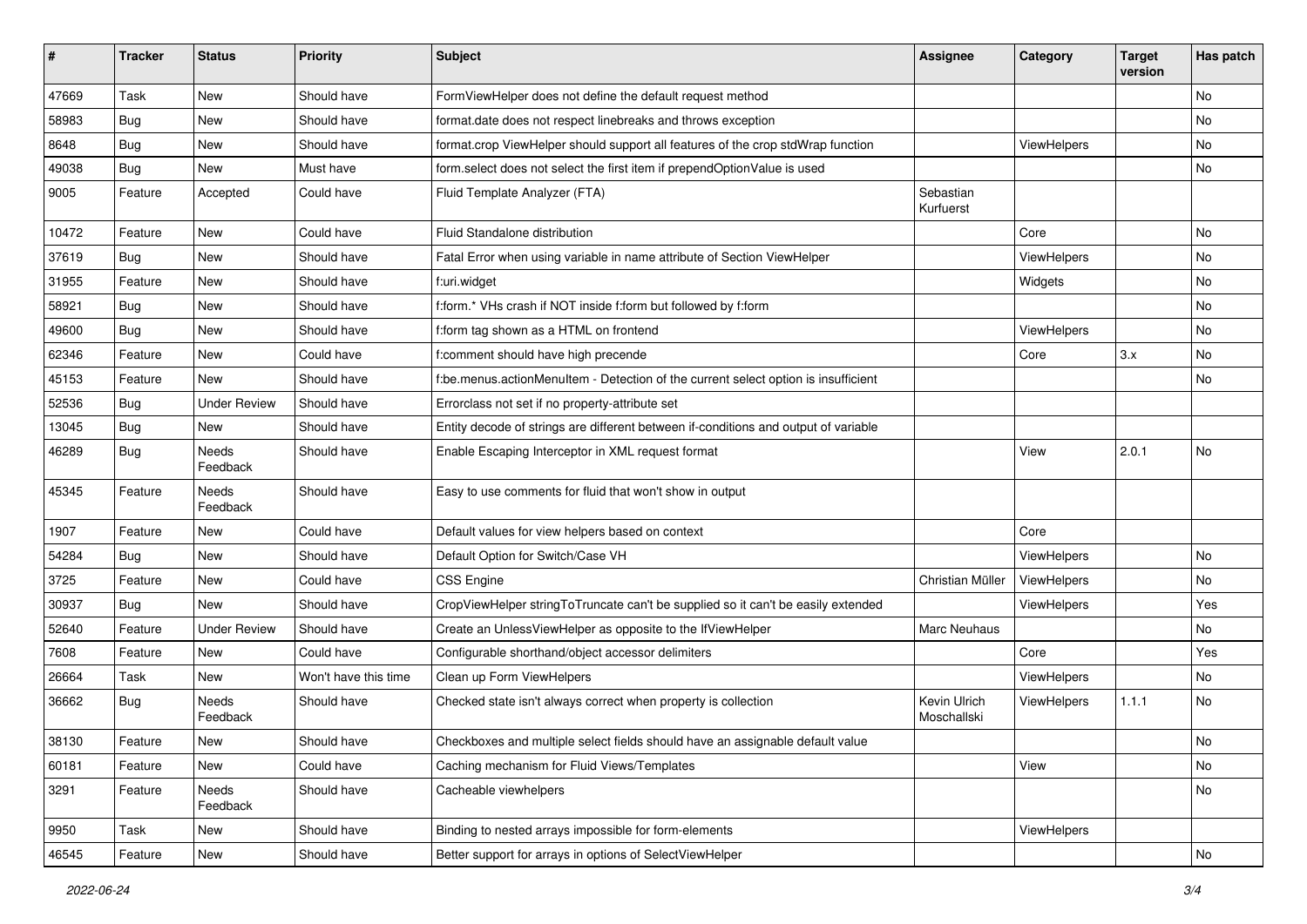| # | Tracker | Status | Priority | Subject | Assignee | Category | Target version | Has patch |
|---|---|---|---|---|---|---|---|---|
| 47669 | Task | New | Should have | FormViewHelper does not define the default request method | | | | No |
| 58983 | Bug | New | Should have | format.date does not respect linebreaks and throws exception | | | | No |
| 8648 | Bug | New | Should have | format.crop ViewHelper should support all features of the crop stdWrap function | | ViewHelpers | | No |
| 49038 | Bug | New | Must have | form.select does not select the first item if prependOptionValue is used | | | | No |
| 9005 | Feature | Accepted | Could have | Fluid Template Analyzer (FTA) | Sebastian Kurfuerst | | | |
| 10472 | Feature | New | Could have | Fluid Standalone distribution | | Core | | No |
| 37619 | Bug | New | Should have | Fatal Error when using variable in name attribute of Section ViewHelper | | ViewHelpers | | No |
| 31955 | Feature | New | Should have | f:uri.widget | | Widgets | | No |
| 58921 | Bug | New | Should have | f:form.* VHs crash if NOT inside f:form but followed by f:form | | | | No |
| 49600 | Bug | New | Should have | f:form tag shown as a HTML on frontend | | ViewHelpers | | No |
| 62346 | Feature | New | Could have | f:comment should have high precende | | Core | 3.x | No |
| 45153 | Feature | New | Should have | f:be.menus.actionMenuItem - Detection of the current select option is insufficient | | | | No |
| 52536 | Bug | Under Review | Should have | Errorclass not set if no property-attribute set | | | | |
| 13045 | Bug | New | Should have | Entity decode of strings are different between if-conditions and output of variable | | | | |
| 46289 | Bug | Needs Feedback | Should have | Enable Escaping Interceptor in XML request format | | View | 2.0.1 | No |
| 45345 | Feature | Needs Feedback | Should have | Easy to use comments for fluid that won't show in output | | | | |
| 1907 | Feature | New | Could have | Default values for view helpers based on context | | Core | | |
| 54284 | Bug | New | Should have | Default Option for Switch/Case VH | | ViewHelpers | | No |
| 3725 | Feature | New | Could have | CSS Engine | Christian Müller | ViewHelpers | | No |
| 30937 | Bug | New | Should have | CropViewHelper stringToTruncate can't be supplied so it can't be easily extended | | ViewHelpers | | Yes |
| 52640 | Feature | Under Review | Should have | Create an UnlessViewHelper as opposite to the IfViewHelper | Marc Neuhaus | | | No |
| 7608 | Feature | New | Could have | Configurable shorthand/object accessor delimiters | | Core | | Yes |
| 26664 | Task | New | Won't have this time | Clean up Form ViewHelpers | | ViewHelpers | | No |
| 36662 | Bug | Needs Feedback | Should have | Checked state isn't always correct when property is collection | Kevin Ulrich Moschallski | ViewHelpers | 1.1.1 | No |
| 38130 | Feature | New | Should have | Checkboxes and multiple select fields should have an assignable default value | | | | No |
| 60181 | Feature | New | Could have | Caching mechanism for Fluid Views/Templates | | View | | No |
| 3291 | Feature | Needs Feedback | Should have | Cacheable viewhelpers | | | | No |
| 9950 | Task | New | Should have | Binding to nested arrays impossible for form-elements | | ViewHelpers | | |
| 46545 | Feature | New | Should have | Better support for arrays in options of SelectViewHelper | | | | No |

2022-06-24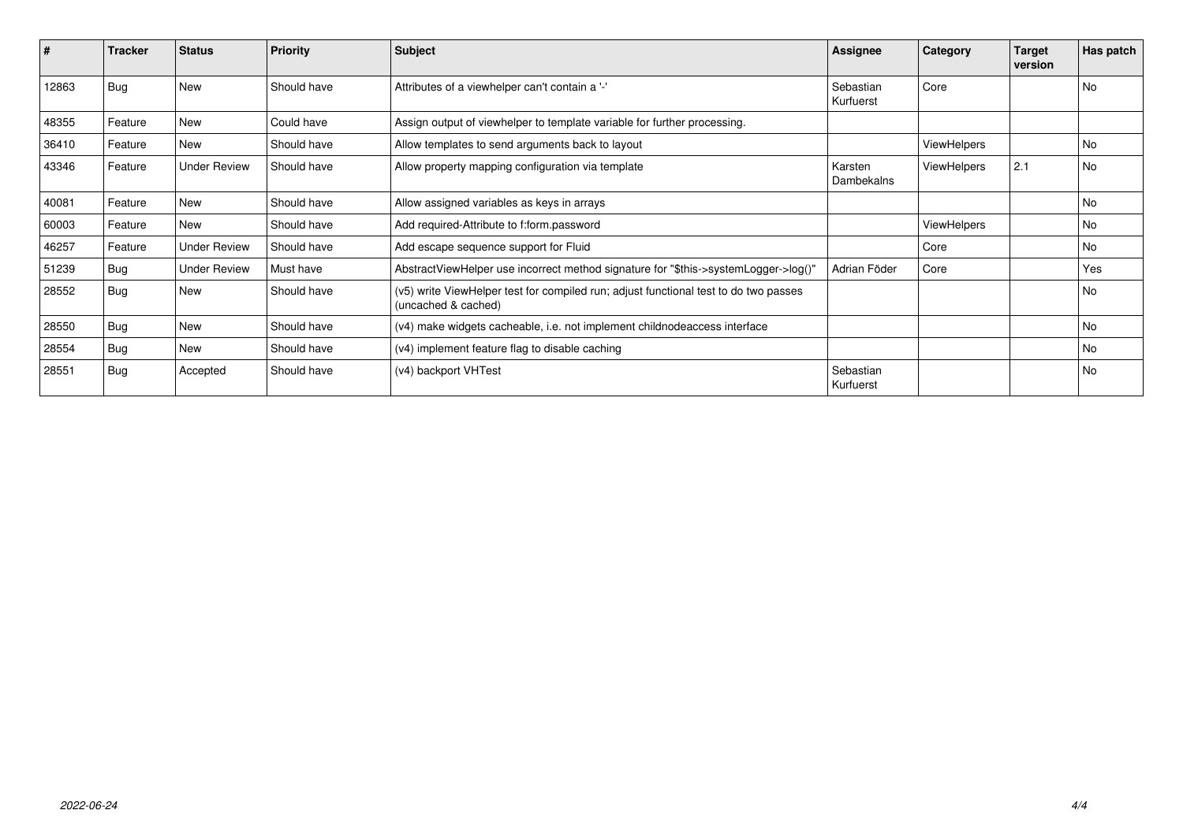| # | Tracker | Status | Priority | Subject | Assignee | Category | Target version | Has patch |
|---|---|---|---|---|---|---|---|---|
| 12863 | Bug | New | Should have | Attributes of a viewhelper can't contain a '-' | Sebastian Kurfuerst | Core | | No |
| 48355 | Feature | New | Could have | Assign output of viewhelper to template variable for further processing. | | | | |
| 36410 | Feature | New | Should have | Allow templates to send arguments back to layout | | ViewHelpers | | No |
| 43346 | Feature | Under Review | Should have | Allow property mapping configuration via template | Karsten Dambekalns | ViewHelpers | 2.1 | No |
| 40081 | Feature | New | Should have | Allow assigned variables as keys in arrays | | | | No |
| 60003 | Feature | New | Should have | Add required-Attribute to f:form.password | | ViewHelpers | | No |
| 46257 | Feature | Under Review | Should have | Add escape sequence support for Fluid | | Core | | No |
| 51239 | Bug | Under Review | Must have | AbstractViewHelper use incorrect method signature for "$this->systemLogger->log()" | Adrian Föder | Core | | Yes |
| 28552 | Bug | New | Should have | (v5) write ViewHelper test for compiled run; adjust functional test to do two passes (uncached & cached) | | | | No |
| 28550 | Bug | New | Should have | (v4) make widgets cacheable, i.e. not implement childnodeaccess interface | | | | No |
| 28554 | Bug | New | Should have | (v4) implement feature flag to disable caching | | | | No |
| 28551 | Bug | Accepted | Should have | (v4) backport VHTest | Sebastian Kurfuerst | | | No |

2022-06-24